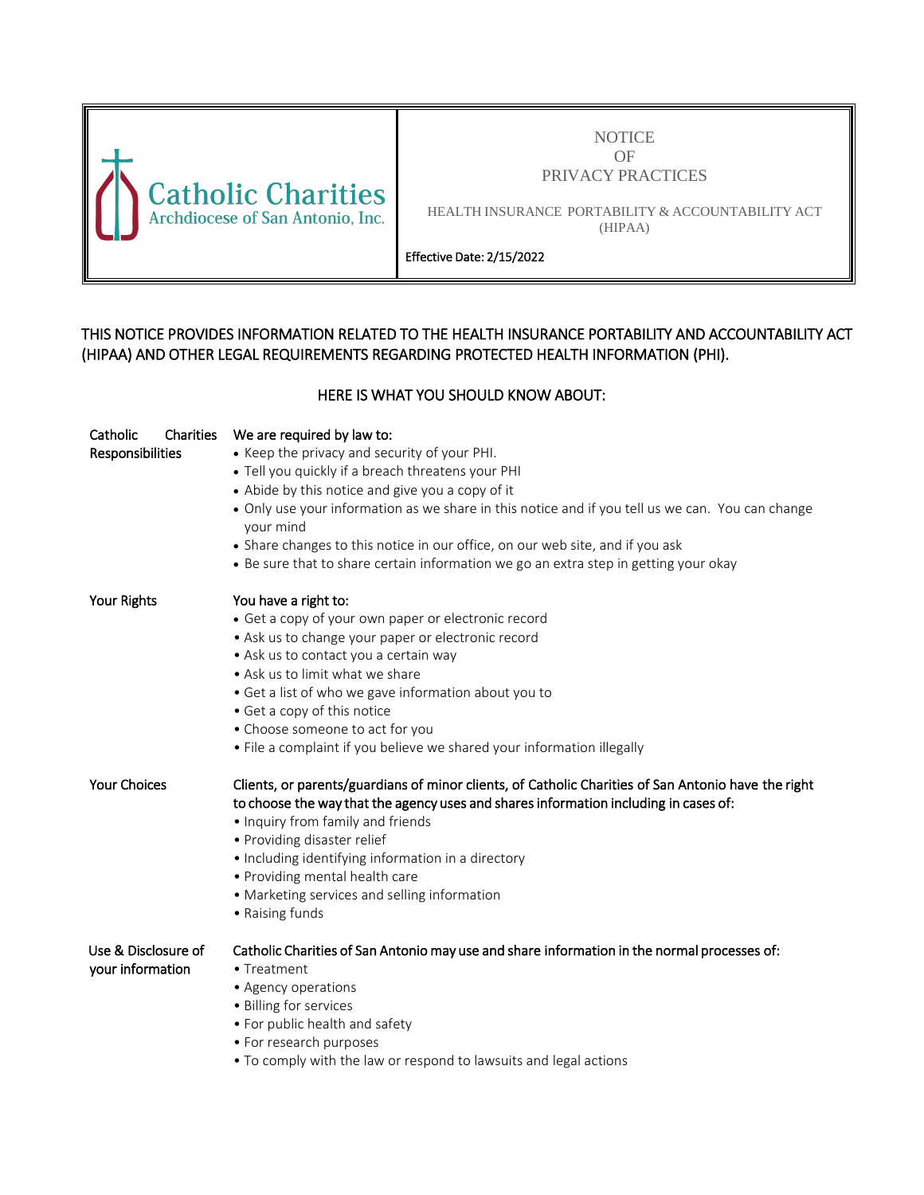| Catholic Charities Archdiocese of San Antonio, Inc. | NOTICE OF PRIVACY PRACTICES<br><br>HEALTH INSURANCE PORTABILITY & ACCOUNTABILITY ACT (HIPAA)<br><br>Effective Date: 2/15/2022 |
|---|---|

THIS NOTICE PROVIDES INFORMATION RELATED TO THE HEALTH INSURANCE PORTABILITY AND ACCOUNTABILITY ACT (HIPAA) AND OTHER LEGAL REQUIREMENTS REGARDING PROTECTED HEALTH INFORMATION (PHI).

HERE IS WHAT YOU SHOULD KNOW ABOUT:

**Catholic Charities Responsibilities**

We are required by law to:
- Keep the privacy and security of your PHI.
- Tell you quickly if a breach threatens your PHI
- Abide by this notice and give you a copy of it
- Only use your information as we share in this notice and if you tell us we can. You can change your mind
- Share changes to this notice in our office, on our web site, and if you ask
- Be sure that to share certain information we go an extra step in getting your okay

**Your Rights**

You have a right to:
- Get a copy of your own paper or electronic record
- Ask us to change your paper or electronic record
- Ask us to contact you a certain way
- Ask us to limit what we share
- Get a list of who we gave information about you to
- Get a copy of this notice
- Choose someone to act for you
- File a complaint if you believe we shared your information illegally

**Your Choices**

Clients, or parents/guardians of minor clients, of Catholic Charities of San Antonio have the right to choose the way that the agency uses and shares information including in cases of:
- Inquiry from family and friends
- Providing disaster relief
- Including identifying information in a directory
- Providing mental health care
- Marketing services and selling information
- Raising funds

**Use & Disclosure of your information**

Catholic Charities of San Antonio may use and share information in the normal processes of:
- Treatment
- Agency operations
- Billing for services
- For public health and safety
- For research purposes
- To comply with the law or respond to lawsuits and legal actions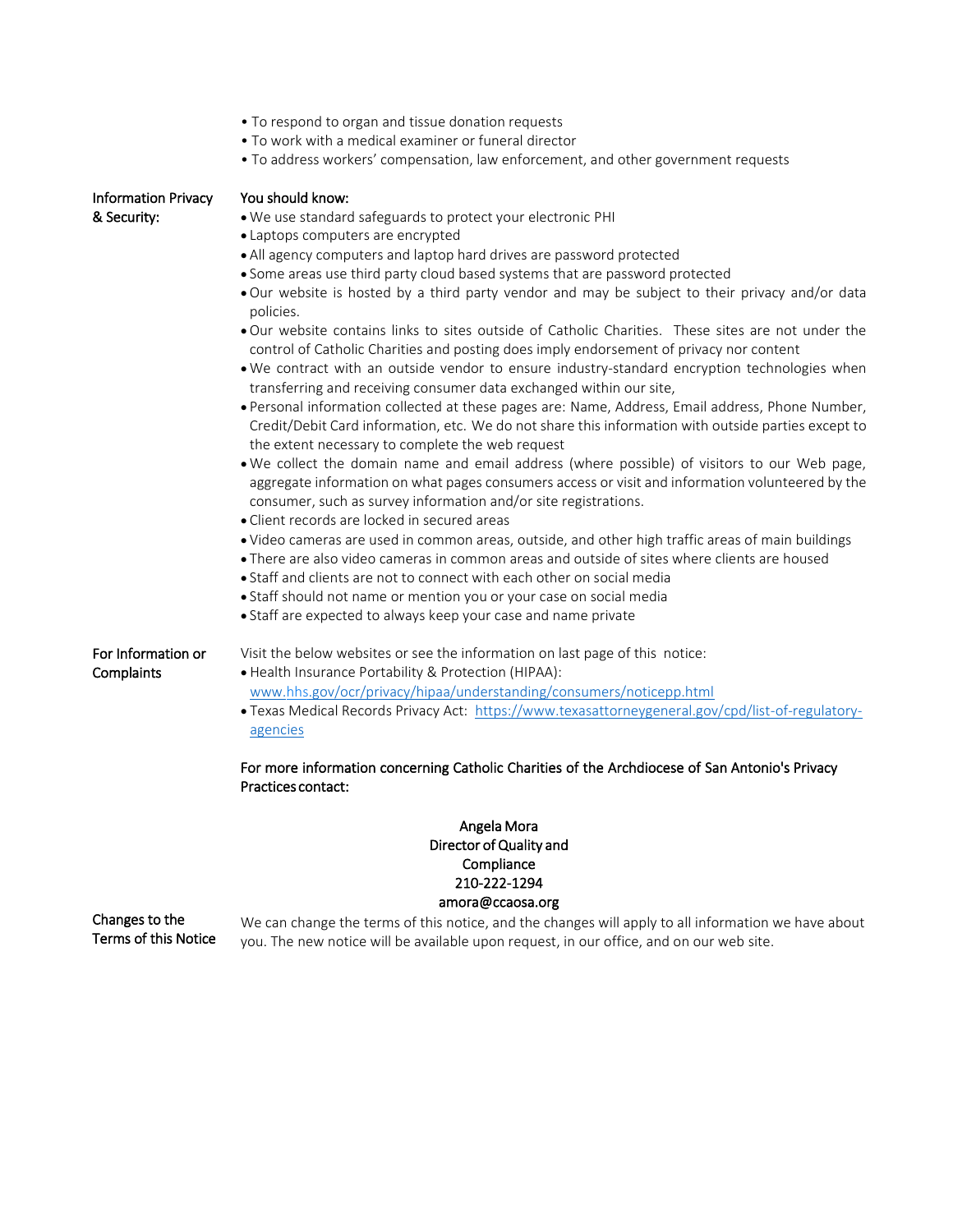- To respond to organ and tissue donation requests
- To work with a medical examiner or funeral director
- To address workers' compensation, law enforcement, and other government requests

**Information Privacy & Security:**

**You should know:**

- We use standard safeguards to protect your electronic PHI
- Laptops computers are encrypted
- All agency computers and laptop hard drives are password protected
- Some areas use third party cloud based systems that are password protected
- Our website is hosted by a third party vendor and may be subject to their privacy and/or data policies.
- Our website contains links to sites outside of Catholic Charities. These sites are not under the control of Catholic Charities and posting does imply endorsement of privacy nor content
- We contract with an outside vendor to ensure industry-standard encryption technologies when transferring and receiving consumer data exchanged within our site,
- Personal information collected at these pages are: Name, Address, Email address, Phone Number, Credit/Debit Card information, etc. We do not share this information with outside parties except to the extent necessary to complete the web request
- We collect the domain name and email address (where possible) of visitors to our Web page, aggregate information on what pages consumers access or visit and information volunteered by the consumer, such as survey information and/or site registrations.
- Client records are locked in secured areas
- Video cameras are used in common areas, outside, and other high traffic areas of main buildings
- There are also video cameras in common areas and outside of sites where clients are housed
- Staff and clients are not to connect with each other on social media
- Staff should not name or mention you or your case on social media
- Staff are expected to always keep your case and name private

**For Information or Complaints**

Visit the below websites or see the information on last page of this notice:

- Health Insurance Portability & Protection (HIPAA): www.hhs.gov/ocr/privacy/hipaa/understanding/consumers/noticepp.html
- Texas Medical Records Privacy Act: https://www.texasattorneygeneral.gov/cpd/list-of-regulatory-agencies

**For more information concerning Catholic Charities of the Archdiocese of San Antonio's Privacy Practices contact:**

**Angela Mora**
**Director of Quality and Compliance**
**210-222-1294**
**amora@ccaosa.org**

**Changes to the Terms of this Notice**

We can change the terms of this notice, and the changes will apply to all information we have about you. The new notice will be available upon request, in our office, and on our web site.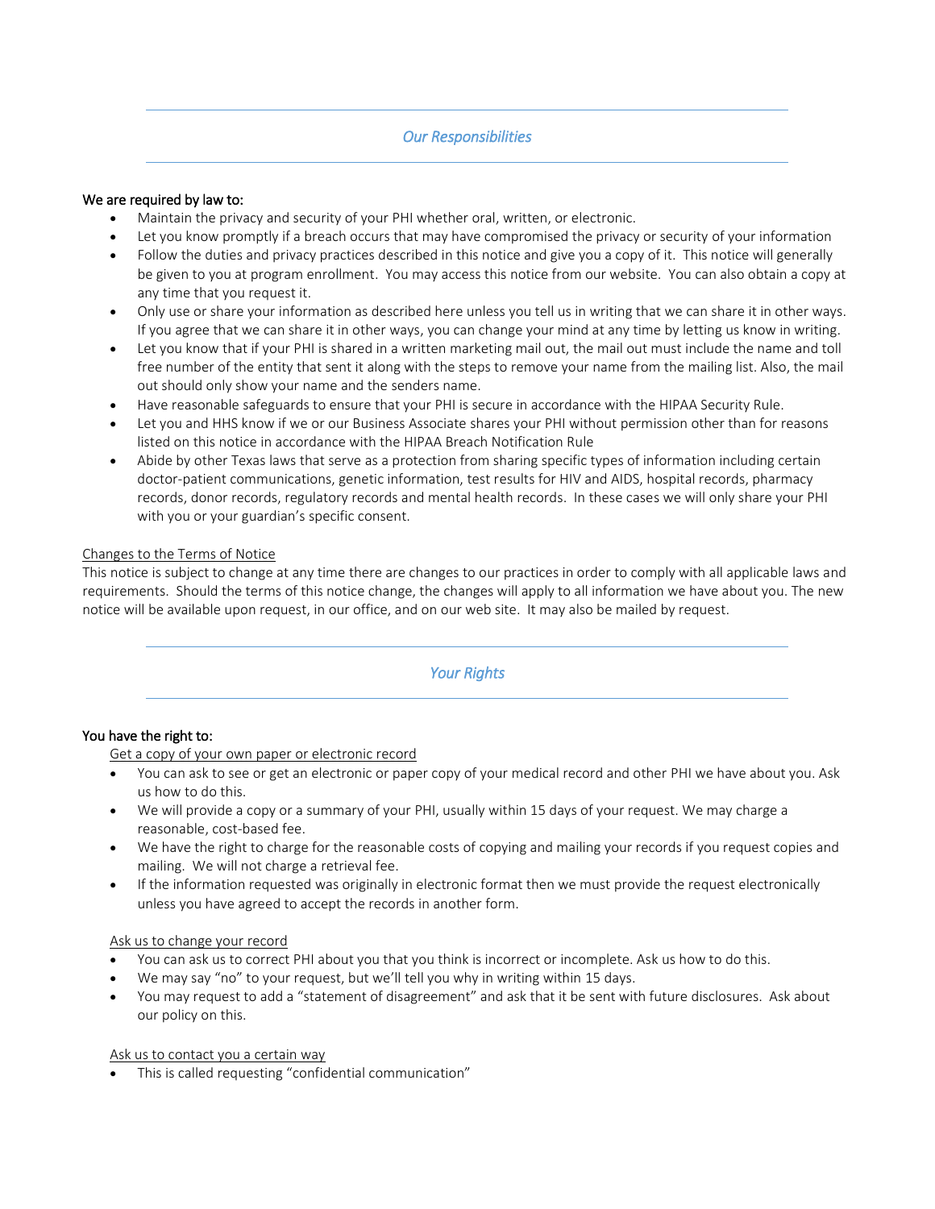## *Our Responsibilities*

**We are required by law to:**

- Maintain the privacy and security of your PHI whether oral, written, or electronic.
- Let you know promptly if a breach occurs that may have compromised the privacy or security of your information
- Follow the duties and privacy practices described in this notice and give you a copy of it. This notice will generally be given to you at program enrollment. You may access this notice from our website. You can also obtain a copy at any time that you request it.
- Only use or share your information as described here unless you tell us in writing that we can share it in other ways. If you agree that we can share it in other ways, you can change your mind at any time by letting us know in writing.
- Let you know that if your PHI is shared in a written marketing mail out, the mail out must include the name and toll free number of the entity that sent it along with the steps to remove your name from the mailing list. Also, the mail out should only show your name and the senders name.
- Have reasonable safeguards to ensure that your PHI is secure in accordance with the HIPAA Security Rule.
- Let you and HHS know if we or our Business Associate shares your PHI without permission other than for reasons listed on this notice in accordance with the HIPAA Breach Notification Rule
- Abide by other Texas laws that serve as a protection from sharing specific types of information including certain doctor-patient communications, genetic information, test results for HIV and AIDS, hospital records, pharmacy records, donor records, regulatory records and mental health records. In these cases we will only share your PHI with you or your guardian's specific consent.

<u>Changes to the Terms of Notice</u>

This notice is subject to change at any time there are changes to our practices in order to comply with all applicable laws and requirements. Should the terms of this notice change, the changes will apply to all information we have about you. The new notice will be available upon request, in our office, and on our web site. It may also be mailed by request.

## *Your Rights*

**You have the right to:**

<u>Get a copy of your own paper or electronic record</u>

- You can ask to see or get an electronic or paper copy of your medical record and other PHI we have about you. Ask us how to do this.
- We will provide a copy or a summary of your PHI, usually within 15 days of your request. We may charge a reasonable, cost-based fee.
- We have the right to charge for the reasonable costs of copying and mailing your records if you request copies and mailing. We will not charge a retrieval fee.
- If the information requested was originally in electronic format then we must provide the request electronically unless you have agreed to accept the records in another form.

<u>Ask us to change your record</u>

- You can ask us to correct PHI about you that you think is incorrect or incomplete. Ask us how to do this.
- We may say "no" to your request, but we'll tell you why in writing within 15 days.
- You may request to add a "statement of disagreement" and ask that it be sent with future disclosures. Ask about our policy on this.

<u>Ask us to contact you a certain way</u>

- This is called requesting "confidential communication"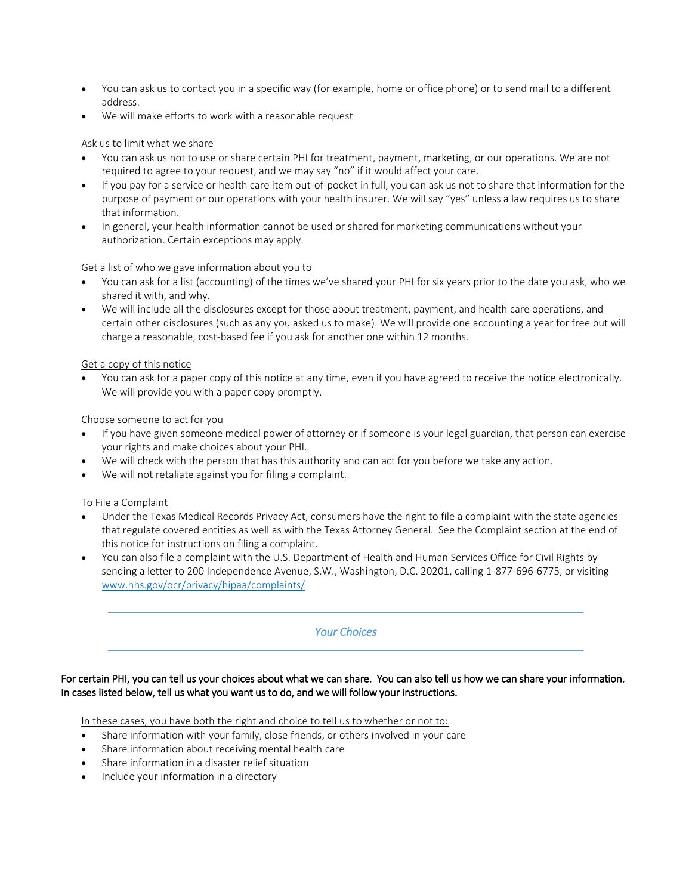- You can ask us to contact you in a specific way (for example, home or office phone) or to send mail to a different address.
- We will make efforts to work with a reasonable request

Ask us to limit what we share

- You can ask us not to use or share certain PHI for treatment, payment, marketing, or our operations. We are not required to agree to your request, and we may say "no" if it would affect your care.
- If you pay for a service or health care item out-of-pocket in full, you can ask us not to share that information for the purpose of payment or our operations with your health insurer. We will say "yes" unless a law requires us to share that information.
- In general, your health information cannot be used or shared for marketing communications without your authorization. Certain exceptions may apply.

Get a list of who we gave information about you to

- You can ask for a list (accounting) of the times we've shared your PHI for six years prior to the date you ask, who we shared it with, and why.
- We will include all the disclosures except for those about treatment, payment, and health care operations, and certain other disclosures (such as any you asked us to make). We will provide one accounting a year for free but will charge a reasonable, cost-based fee if you ask for another one within 12 months.

Get a copy of this notice

- You can ask for a paper copy of this notice at any time, even if you have agreed to receive the notice electronically. We will provide you with a paper copy promptly.

Choose someone to act for you

- If you have given someone medical power of attorney or if someone is your legal guardian, that person can exercise your rights and make choices about your PHI.
- We will check with the person that has this authority and can act for you before we take any action.
- We will not retaliate against you for filing a complaint.

To File a Complaint

- Under the Texas Medical Records Privacy Act, consumers have the right to file a complaint with the state agencies that regulate covered entities as well as with the Texas Attorney General. See the Complaint section at the end of this notice for instructions on filing a complaint.
- You can also file a complaint with the U.S. Department of Health and Human Services Office for Civil Rights by sending a letter to 200 Independence Avenue, S.W., Washington, D.C. 20201, calling 1-877-696-6775, or visiting www.hhs.gov/ocr/privacy/hipaa/complaints/

## *Your Choices*

For certain PHI, you can tell us your choices about what we can share. You can also tell us how we can share your information. In cases listed below, tell us what you want us to do, and we will follow your instructions.

In these cases, you have both the right and choice to tell us to whether or not to:

- Share information with your family, close friends, or others involved in your care
- Share information about receiving mental health care
- Share information in a disaster relief situation
- Include your information in a directory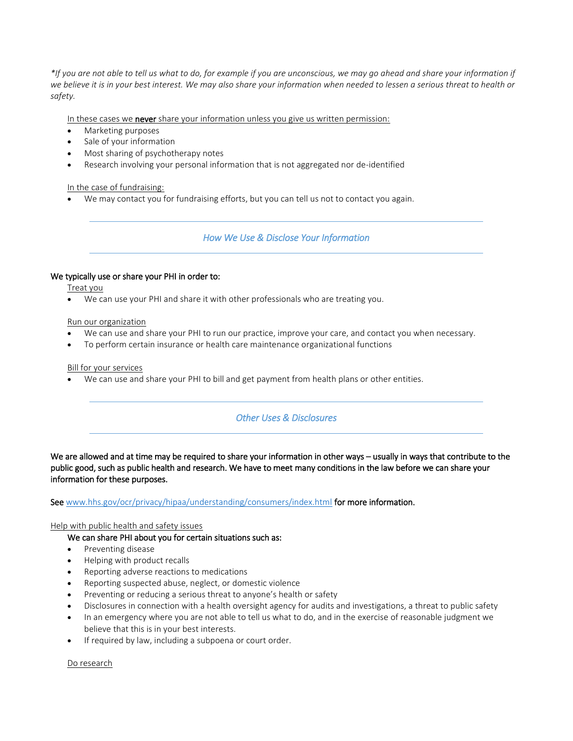*\*If you are not able to tell us what to do, for example if you are unconscious, we may go ahead and share your information if we believe it is in your best interest. We may also share your information when needed to lessen a serious threat to health or safety.*

In these cases we **never** share your information unless you give us written permission:

- Marketing purposes
- Sale of your information
- Most sharing of psychotherapy notes
- Research involving your personal information that is not aggregated nor de-identified

In the case of fundraising:

- We may contact you for fundraising efforts, but you can tell us not to contact you again.

## *How We Use & Disclose Your Information*

We typically use or share your PHI in order to:

Treat you

- We can use your PHI and share it with other professionals who are treating you.

Run our organization

- We can use and share your PHI to run our practice, improve your care, and contact you when necessary.
- To perform certain insurance or health care maintenance organizational functions

Bill for your services

- We can use and share your PHI to bill and get payment from health plans or other entities.

## *Other Uses & Disclosures*

We are allowed and at time may be required to share your information in other ways – usually in ways that contribute to the public good, such as public health and research. We have to meet many conditions in the law before we can share your information for these purposes.

See www.hhs.gov/ocr/privacy/hipaa/understanding/consumers/index.html for more information.

Help with public health and safety issues

We can share PHI about you for certain situations such as:

- Preventing disease
- Helping with product recalls
- Reporting adverse reactions to medications
- Reporting suspected abuse, neglect, or domestic violence
- Preventing or reducing a serious threat to anyone's health or safety
- Disclosures in connection with a health oversight agency for audits and investigations, a threat to public safety
- In an emergency where you are not able to tell us what to do, and in the exercise of reasonable judgment we believe that this is in your best interests.
- If required by law, including a subpoena or court order.

Do research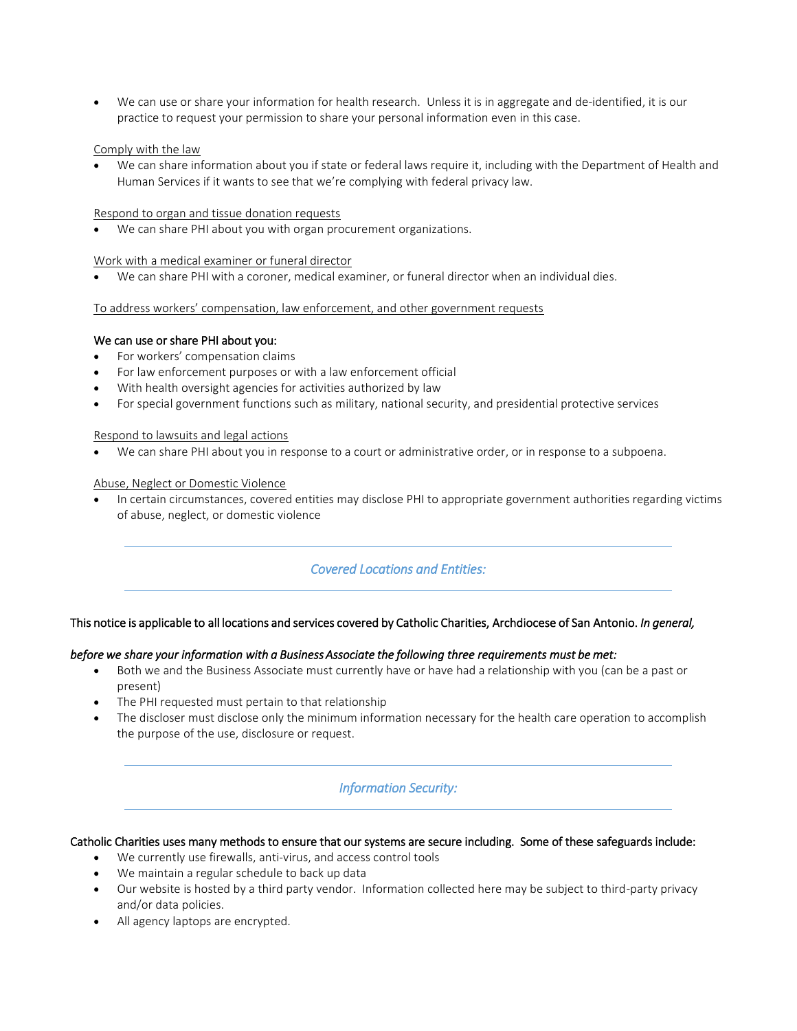- We can use or share your information for health research. Unless it is in aggregate and de-identified, it is our practice to request your permission to share your personal information even in this case.

Comply with the law

- We can share information about you if state or federal laws require it, including with the Department of Health and Human Services if it wants to see that we're complying with federal privacy law.

Respond to organ and tissue donation requests

- We can share PHI about you with organ procurement organizations.

Work with a medical examiner or funeral director

- We can share PHI with a coroner, medical examiner, or funeral director when an individual dies.

To address workers' compensation, law enforcement, and other government requests

**We can use or share PHI about you:**

- For workers' compensation claims
- For law enforcement purposes or with a law enforcement official
- With health oversight agencies for activities authorized by law
- For special government functions such as military, national security, and presidential protective services

Respond to lawsuits and legal actions

- We can share PHI about you in response to a court or administrative order, or in response to a subpoena.

Abuse, Neglect or Domestic Violence

- In certain circumstances, covered entities may disclose PHI to appropriate government authorities regarding victims of abuse, neglect, or domestic violence

---

## *Covered Locations and Entities:*

---

**This notice is applicable to all locations and services covered by Catholic Charities, Archdiocese of San Antonio.** ***In general, before we share your information with a Business Associate the following three requirements must be met:***

- Both we and the Business Associate must currently have or have had a relationship with you (can be a past or present)
- The PHI requested must pertain to that relationship
- The discloser must disclose only the minimum information necessary for the health care operation to accomplish the purpose of the use, disclosure or request.

---

## *Information Security:*

---

**Catholic Charities uses many methods to ensure that our systems are secure including. Some of these safeguards include:**

- We currently use firewalls, anti-virus, and access control tools
- We maintain a regular schedule to back up data
- Our website is hosted by a third party vendor. Information collected here may be subject to third-party privacy and/or data policies.
- All agency laptops are encrypted.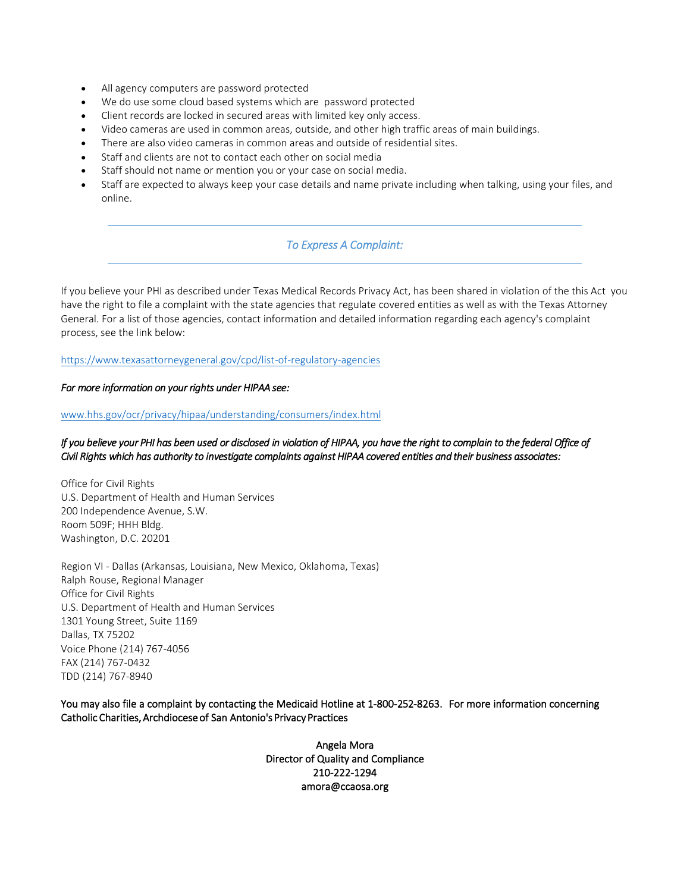- All agency computers are password protected
- We do use some cloud based systems which are password protected
- Client records are locked in secured areas with limited key only access.
- Video cameras are used in common areas, outside, and other high traffic areas of main buildings.
- There are also video cameras in common areas and outside of residential sites.
- Staff and clients are not to contact each other on social media
- Staff should not name or mention you or your case on social media.
- Staff are expected to always keep your case details and name private including when talking, using your files, and online.

---

## *To Express A Complaint:*

---

If you believe your PHI as described under Texas Medical Records Privacy Act, has been shared in violation of the this Act you have the right to file a complaint with the state agencies that regulate covered entities as well as with the Texas Attorney General. For a list of those agencies, contact information and detailed information regarding each agency's complaint process, see the link below:

https://www.texasattorneygeneral.gov/cpd/list-of-regulatory-agencies

*For more information on your rights under HIPAA see:*

www.hhs.gov/ocr/privacy/hipaa/understanding/consumers/index.html

*If you believe your PHI has been used or disclosed in violation of HIPAA, you have the right to complain to the federal Office of Civil Rights which has authority to investigate complaints against HIPAA covered entities and their business associates:*

Office for Civil Rights
U.S. Department of Health and Human Services
200 Independence Avenue, S.W.
Room 509F; HHH Bldg.
Washington, D.C. 20201

Region VI - Dallas (Arkansas, Louisiana, New Mexico, Oklahoma, Texas)
Ralph Rouse, Regional Manager
Office for Civil Rights
U.S. Department of Health and Human Services
1301 Young Street, Suite 1169
Dallas, TX 75202
Voice Phone (214) 767-4056
FAX (214) 767-0432
TDD (214) 767-8940

You may also file a complaint by contacting the Medicaid Hotline at 1-800-252-8263. For more information concerning Catholic Charities, Archdiocese of San Antonio's Privacy Practices

Angela Mora
Director of Quality and Compliance
210-222-1294
amora@ccaosa.org